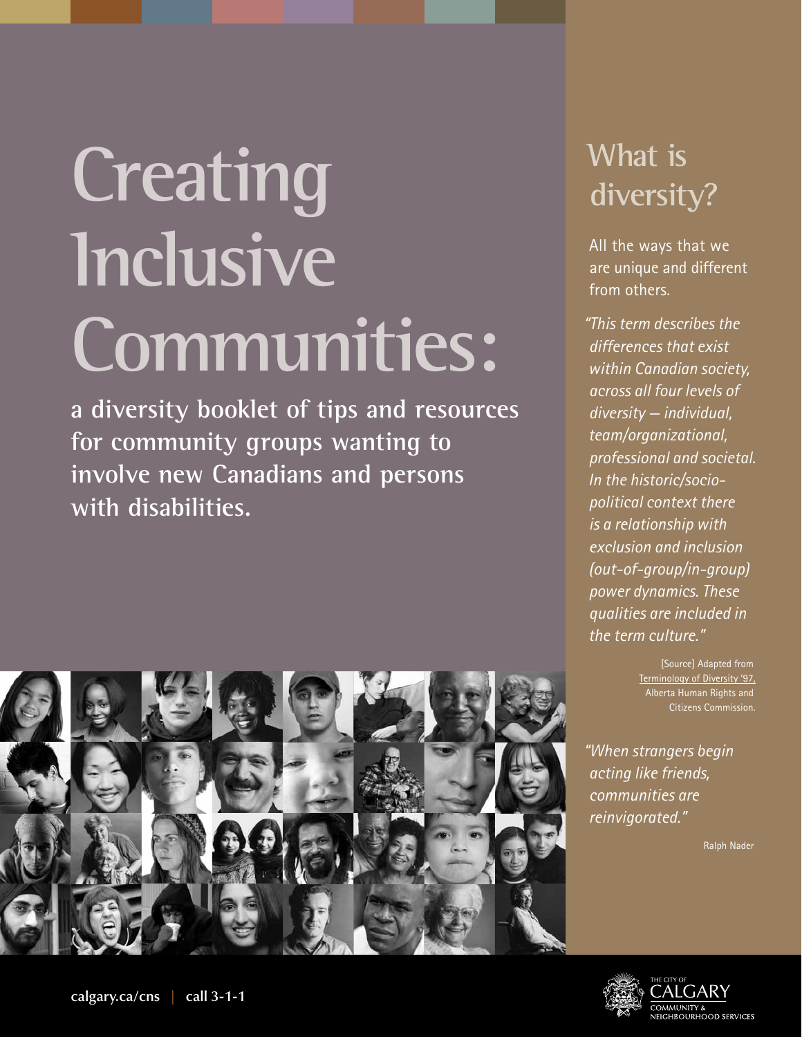# Creating Inclusive Communities:

**a diversity booklet of tips and resources for community groups wanting to involve new Canadians and persons with disabilities.**

## What is diversity?

All the ways that we are unique and different from others.

*"This term describes the differences that exist within Canadian society, across all four levels of diversity – individual, team/organizational, professional and societal. In the historic/socio-political context there is a relationship with exclusion and inclusion (out-of-group/in-group) power dynamics. These qualities are included in the term culture."*

[Source] Adapted from Terminology of Diversity '97, Alberta Human Rights and Citizens Commission.

*"When strangers begin acting like friends, communities are reinvigorated."*

Ralph Nader

calgary.ca/cns | call 3-1-1

The City of Calgary Community & Neighbourhood Services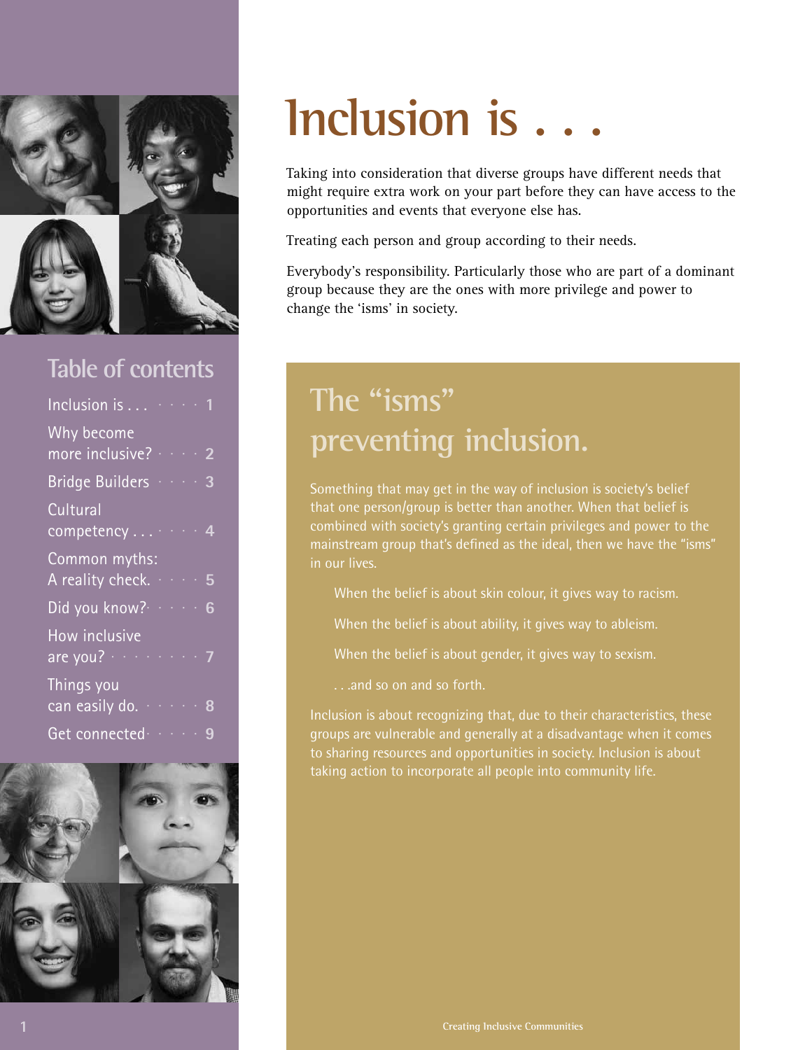# Inclusion is . . .

Taking into consideration that diverse groups have different needs that might require extra work on your part before they can have access to the opportunities and events that everyone else has.

Treating each person and group according to their needs.

Everybody's responsibility. Particularly those who are part of a dominant group because they are the ones with more privilege and power to change the 'isms' in society.

## Table of contents

- Inclusion is . . . 1
- Why become more inclusive? 2
- Bridge Builders 3
- Cultural competency . . . 4
- Common myths: A reality check. 5
- Did you know? 6
- How inclusive are you? 7
- Things you can easily do. 8
- Get connected 9

## The "isms" preventing inclusion.

Something that may get in the way of inclusion is society's belief that one person/group is better than another. When that belief is combined with society's granting certain privileges and power to the mainstream group that's defined as the ideal, then we have the "isms" in our lives.

When the belief is about skin colour, it gives way to racism.

When the belief is about ability, it gives way to ableism.

When the belief is about gender, it gives way to sexism.

. . .and so on and so forth.

Inclusion is about recognizing that, due to their characteristics, these groups are vulnerable and generally at a disadvantage when it comes to sharing resources and opportunities in society. Inclusion is about taking action to incorporate all people into community life.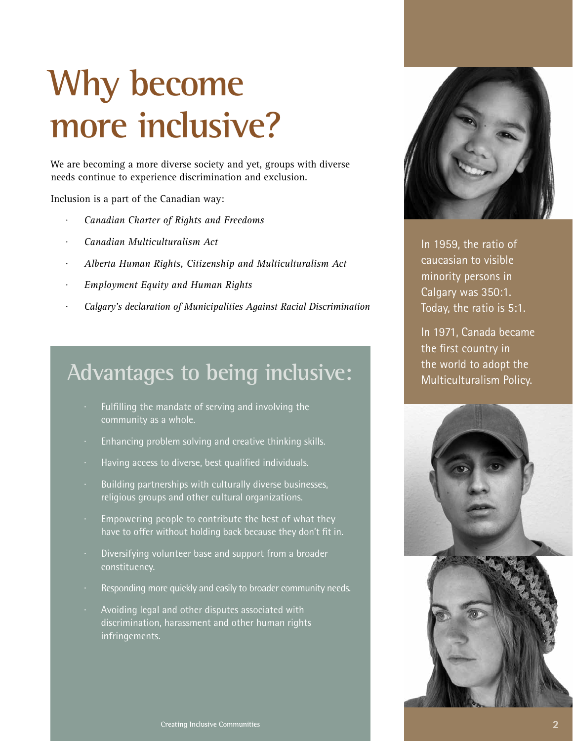# Why become more inclusive?

We are becoming a more diverse society and yet, groups with diverse needs continue to experience discrimination and exclusion.

Inclusion is a part of the Canadian way:

- *Canadian Charter of Rights and Freedoms*
- *Canadian Multiculturalism Act*
- *Alberta Human Rights, Citizenship and Multiculturalism Act*
- *Employment Equity and Human Rights*
- *Calgary's declaration of Municipalities Against Racial Discrimination*

## Advantages to being inclusive:

- Fulfilling the mandate of serving and involving the community as a whole.
- Enhancing problem solving and creative thinking skills.
- Having access to diverse, best qualified individuals.
- Building partnerships with culturally diverse businesses, religious groups and other cultural organizations.
- Empowering people to contribute the best of what they have to offer without holding back because they don't fit in.
- Diversifying volunteer base and support from a broader constituency.
- Responding more quickly and easily to broader community needs.
- Avoiding legal and other disputes associated with discrimination, harassment and other human rights infringements.

In 1959, the ratio of caucasian to visible minority persons in Calgary was 350:1. Today, the ratio is 5:1.

In 1971, Canada became the first country in the world to adopt the Multiculturalism Policy.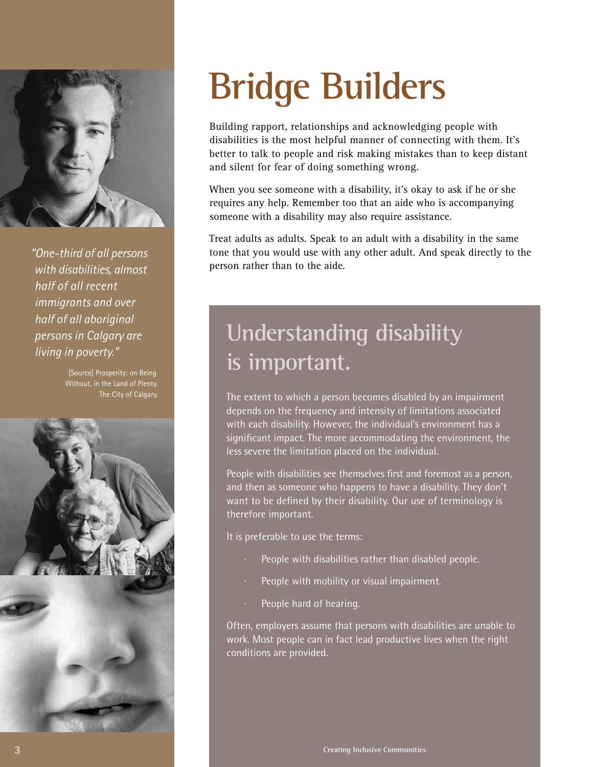# Bridge Builders

Building rapport, relationships and acknowledging people with disabilities is the most helpful manner of connecting with them. It's better to talk to people and risk making mistakes than to keep distant and silent for fear of doing something wrong.

When you see someone with a disability, it's okay to ask if he or she requires any help. Remember too that an aide who is accompanying someone with a disability may also require assistance.

Treat adults as adults. Speak to an adult with a disability in the same tone that you would use with any other adult. And speak directly to the person rather than to the aide.

*"One-third of all persons with disabilities, almost half of all recent immigrants and over half of all aboriginal persons in Calgary are living in poverty."*

[Source] Prosperity: on Being Without, in the Land of Plenty. The City of Calgary.

## Understanding disability is important.

The extent to which a person becomes disabled by an impairment depends on the frequency and intensity of limitations associated with each disability. However, the individual's environment has a significant impact. The more accommodating the environment, the less severe the limitation placed on the individual.

People with disabilities see themselves first and foremost as a person, and then as someone who happens to have a disability. They don't want to be defined by their disability. Our use of terminology is therefore important.

It is preferable to use the terms:

- People with disabilities rather than disabled people.
- People with mobility or visual impairment.
- People hard of hearing.

Often, employers assume that persons with disabilities are unable to work. Most people can in fact lead productive lives when the right conditions are provided.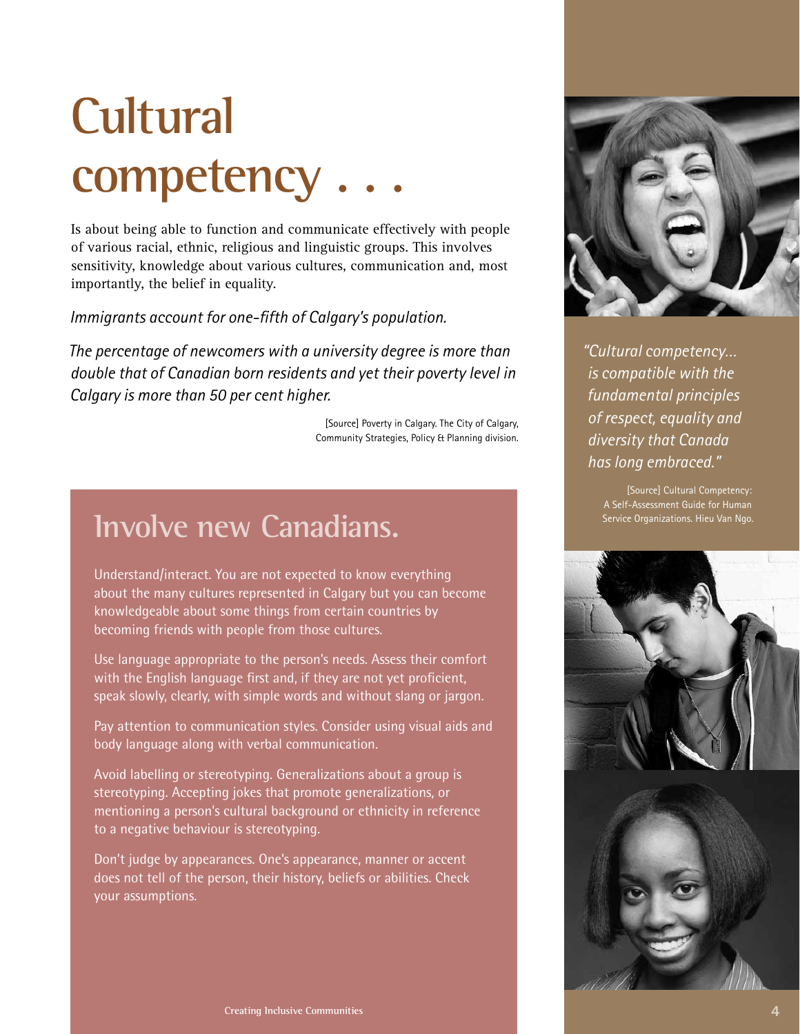# Cultural competency . . .

Is about being able to function and communicate effectively with people of various racial, ethnic, religious and linguistic groups. This involves sensitivity, knowledge about various cultures, communication and, most importantly, the belief in equality.

*Immigrants account for one-fifth of Calgary's population.*

*The percentage of newcomers with a university degree is more than double that of Canadian born residents and yet their poverty level in Calgary is more than 50 per cent higher.*

[Source] Poverty in Calgary. The City of Calgary, Community Strategies, Policy & Planning division.

## Involve new Canadians.

Understand/interact. You are not expected to know everything about the many cultures represented in Calgary but you can become knowledgeable about some things from certain countries by becoming friends with people from those cultures.

Use language appropriate to the person's needs. Assess their comfort with the English language first and, if they are not yet proficient, speak slowly, clearly, with simple words and without slang or jargon.

Pay attention to communication styles. Consider using visual aids and body language along with verbal communication.

Avoid labelling or stereotyping. Generalizations about a group is stereotyping. Accepting jokes that promote generalizations, or mentioning a person's cultural background or ethnicity in reference to a negative behaviour is stereotyping.

Don't judge by appearances. One's appearance, manner or accent does not tell of the person, their history, beliefs or abilities. Check your assumptions.

*"Cultural competency... is compatible with the fundamental principles of respect, equality and diversity that Canada has long embraced."*

[Source] Cultural Competency: A Self-Assessment Guide for Human Service Organizations. Hieu Van Ngo.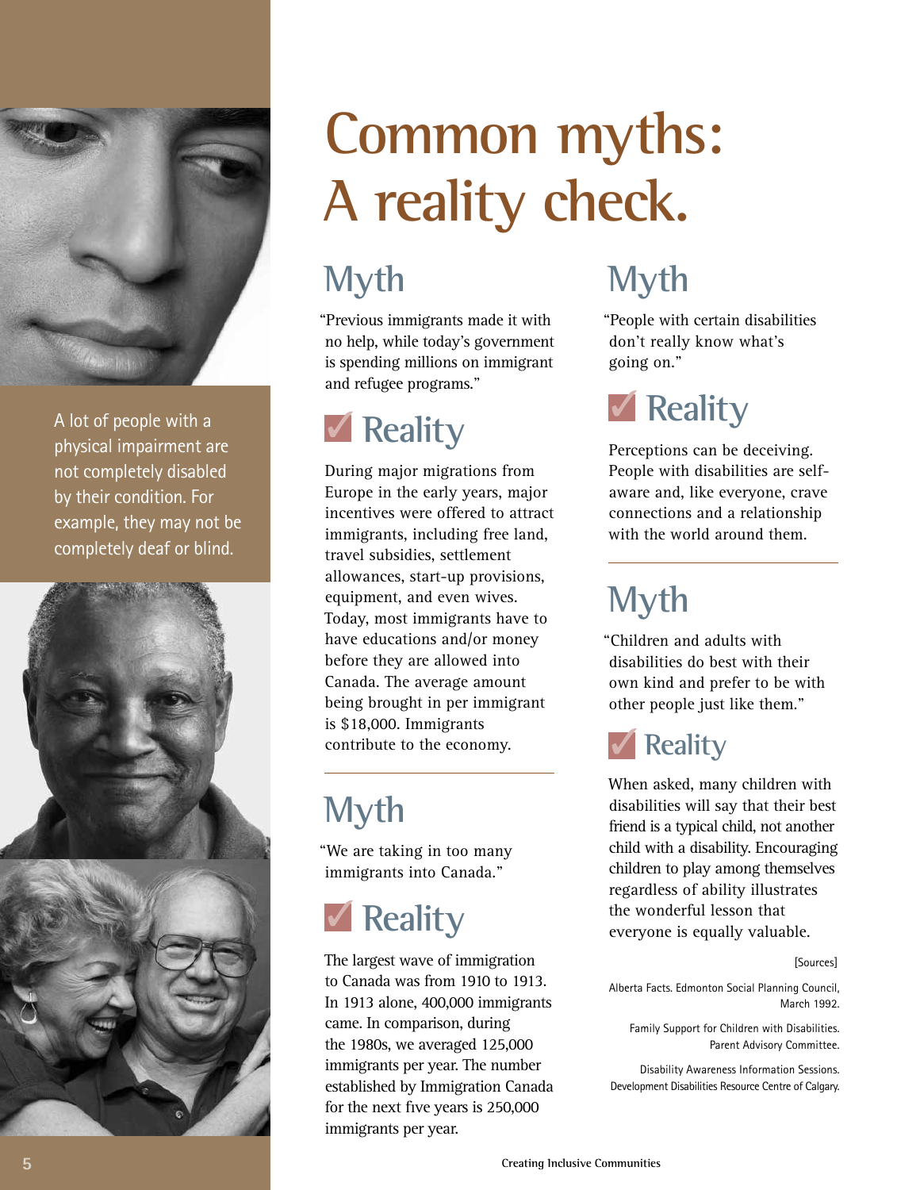# Common myths: A reality check.

A lot of people with a physical impairment are not completely disabled by their condition. For example, they may not be completely deaf or blind.

## Myth

"Previous immigrants made it with no help, while today's government is spending millions on immigrant and refugee programs."

## ✓ Reality

During major migrations from Europe in the early years, major incentives were offered to attract immigrants, including free land, travel subsidies, settlement allowances, start-up provisions, equipment, and even wives. Today, most immigrants have to have educations and/or money before they are allowed into Canada. The average amount being brought in per immigrant is $18,000. Immigrants contribute to the economy.

---

## Myth

"We are taking in too many immigrants into Canada."

## ✓ Reality

The largest wave of immigration to Canada was from 1910 to 1913. In 1913 alone, 400,000 immigrants came. In comparison, during the 1980s, we averaged 125,000 immigrants per year. The number established by Immigration Canada for the next five years is 250,000 immigrants per year.

## Myth

"People with certain disabilities don't really know what's going on."

## ✓ Reality

Perceptions can be deceiving. People with disabilities are self-aware and, like everyone, crave connections and a relationship with the world around them.

---

## Myth

"Children and adults with disabilities do best with their own kind and prefer to be with other people just like them."

## ✓ Reality

When asked, many children with disabilities will say that their best friend is a typical child, not another child with a disability. Encouraging children to play among themselves regardless of ability illustrates the wonderful lesson that everyone is equally valuable.

[Sources]

Alberta Facts. Edmonton Social Planning Council, March 1992.

Family Support for Children with Disabilities. Parent Advisory Committee.

Disability Awareness Information Sessions. Development Disabilities Resource Centre of Calgary.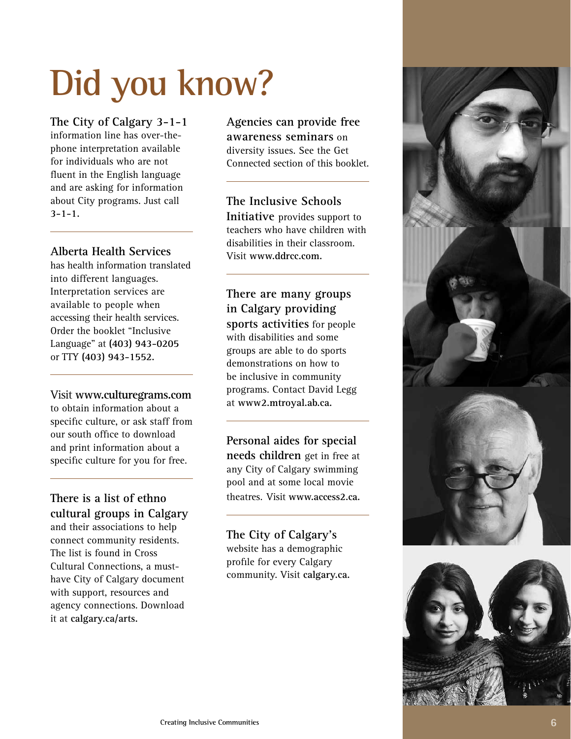# Did you know?

**The City of Calgary 3-1-1** information line has over-the-phone interpretation available for individuals who are not fluent in the English language and are asking for information about City programs. Just call **3-1-1.**

---

**Alberta Health Services** has health information translated into different languages. Interpretation services are available to people when accessing their health services. Order the booklet "Inclusive Language" at **(403) 943-0205** or TTY **(403) 943-1552.**

---

Visit **www.culturegrams.com** to obtain information about a specific culture, or ask staff from our south office to download and print information about a specific culture for you for free.

---

**There is a list of ethno cultural groups in Calgary** and their associations to help connect community residents. The list is found in Cross Cultural Connections, a must-have City of Calgary document with support, resources and agency connections. Download it at **calgary.ca/arts.**

---

**Agencies can provide free awareness seminars** on diversity issues. See the Get Connected section of this booklet.

---

**The Inclusive Schools Initiative** provides support to teachers who have children with disabilities in their classroom. Visit **www.ddrcc.com.**

---

**There are many groups in Calgary providing sports activities** for people with disabilities and some groups are able to do sports demonstrations on how to be inclusive in community programs. Contact David Legg at **www2.mtroyal.ab.ca.**

---

**Personal aides for special needs children** get in free at any City of Calgary swimming pool and at some local movie theatres. Visit **www.access2.ca.**

---

**The City of Calgary's** website has a demographic profile for every Calgary community. Visit **calgary.ca.**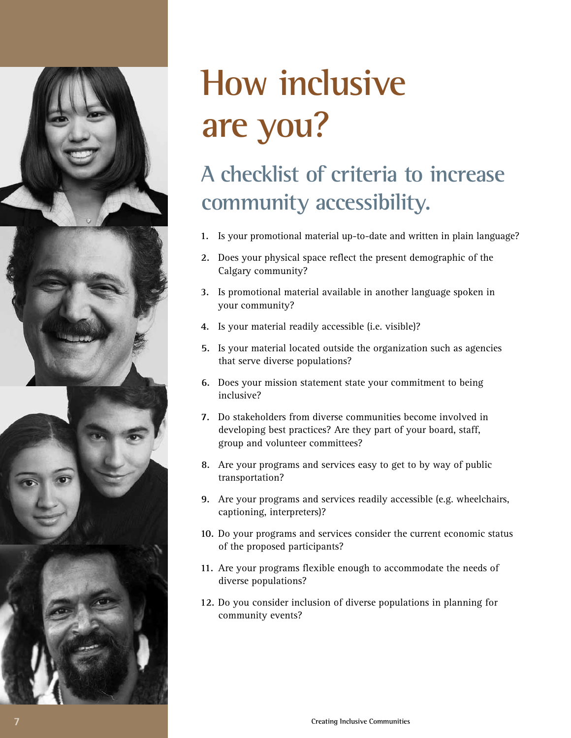# How inclusive are you?

## A checklist of criteria to increase community accessibility.

1. Is your promotional material up-to-date and written in plain language?
2. Does your physical space reflect the present demographic of the Calgary community?
3. Is promotional material available in another language spoken in your community?
4. Is your material readily accessible (i.e. visible)?
5. Is your material located outside the organization such as agencies that serve diverse populations?
6. Does your mission statement state your commitment to being inclusive?
7. Do stakeholders from diverse communities become involved in developing best practices? Are they part of your board, staff, group and volunteer committees?
8. Are your programs and services easy to get to by way of public transportation?
9. Are your programs and services readily accessible (e.g. wheelchairs, captioning, interpreters)?
10. Do your programs and services consider the current economic status of the proposed participants?
11. Are your programs flexible enough to accommodate the needs of diverse populations?
12. Do you consider inclusion of diverse populations in planning for community events?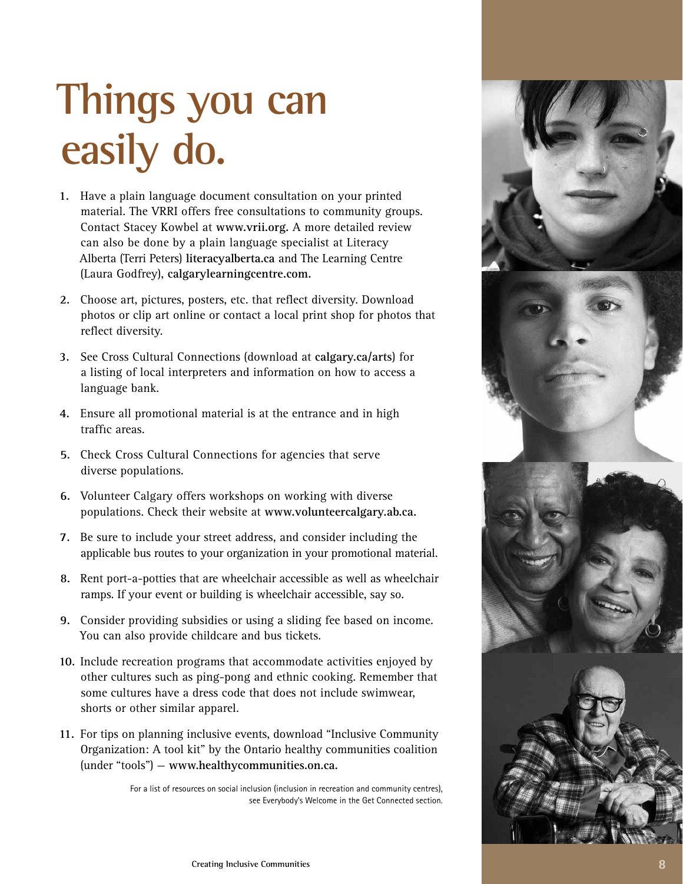# Things you can easily do.

1. Have a plain language document consultation on your printed material. The VRRI offers free consultations to community groups. Contact Stacey Kowbel at **www.vrii.org.** A more detailed review can also be done by a plain language specialist at Literacy Alberta (Terri Peters) **literacyalberta.ca** and The Learning Centre (Laura Godfrey), **calgarylearningcentre.com.**

2. Choose art, pictures, posters, etc. that reflect diversity. Download photos or clip art online or contact a local print shop for photos that reflect diversity.

3. See Cross Cultural Connections (download at **calgary.ca/arts**) for a listing of local interpreters and information on how to access a language bank.

4. Ensure all promotional material is at the entrance and in high traffic areas.

5. Check Cross Cultural Connections for agencies that serve diverse populations.

6. Volunteer Calgary offers workshops on working with diverse populations. Check their website at **www.volunteercalgary.ab.ca.**

7. Be sure to include your street address, and consider including the applicable bus routes to your organization in your promotional material.

8. Rent port-a-potties that are wheelchair accessible as well as wheelchair ramps. If your event or building is wheelchair accessible, say so.

9. Consider providing subsidies or using a sliding fee based on income. You can also provide childcare and bus tickets.

10. Include recreation programs that accommodate activities enjoyed by other cultures such as ping-pong and ethnic cooking. Remember that some cultures have a dress code that does not include swimwear, shorts or other similar apparel.

11. For tips on planning inclusive events, download "Inclusive Community Organization: A tool kit" by the Ontario healthy communities coalition (under "tools") – **www.healthycommunities.on.ca.**

For a list of resources on social inclusion (inclusion in recreation and community centres), see Everybody's Welcome in the Get Connected section.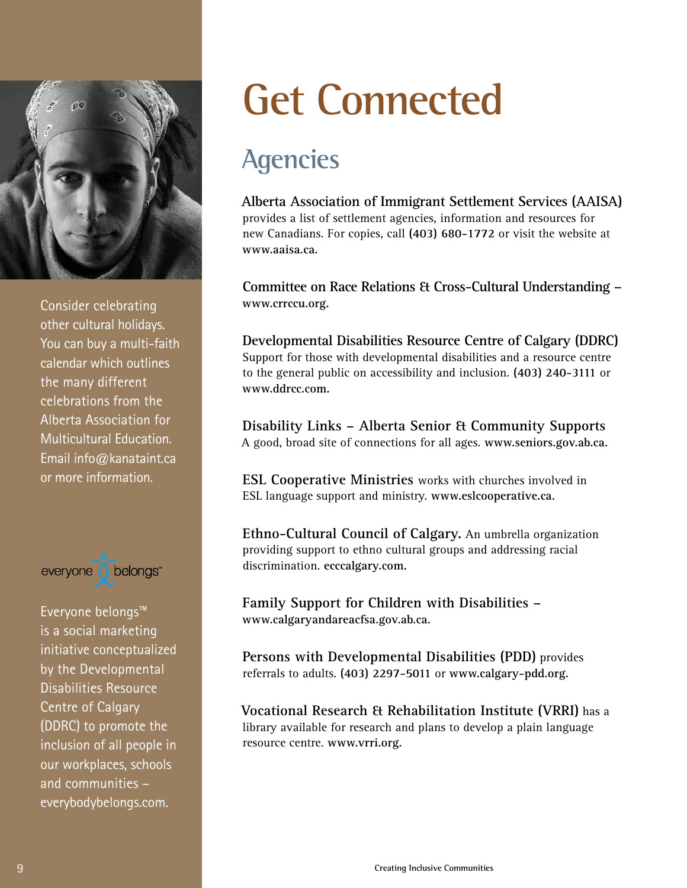# Get Connected

## Agencies

**Alberta Association of Immigrant Settlement Services (AAISA)** provides a list of settlement agencies, information and resources for new Canadians. For copies, call **(403) 680-1772** or visit the website at **www.aaisa.ca.**

**Committee on Race Relations & Cross-Cultural Understanding – www.crrccu.org.**

**Developmental Disabilities Resource Centre of Calgary (DDRC)** Support for those with developmental disabilities and a resource centre to the general public on accessibility and inclusion. **(403) 240-3111** or **www.ddrcc.com.**

**Disability Links – Alberta Senior & Community Supports** A good, broad site of connections for all ages. **www.seniors.gov.ab.ca.**

**ESL Cooperative Ministries** works with churches involved in ESL language support and ministry. **www.eslcooperative.ca.**

**Ethno-Cultural Council of Calgary.** An umbrella organization providing support to ethno cultural groups and addressing racial discrimination. **ecccalgary.com.**

**Family Support for Children with Disabilities – www.calgaryandareacfsa.gov.ab.ca.**

**Persons with Developmental Disabilities (PDD)** provides referrals to adults. **(403) 2297-5011** or **www.calgary-pdd.org.**

**Vocational Research & Rehabilitation Institute (VRRI)** has a library available for research and plans to develop a plain language resource centre. **www.vrri.org.**

Consider celebrating other cultural holidays. You can buy a multi-faith calendar which outlines the many different celebrations from the Alberta Association for Multicultural Education. Email info@kanataint.ca or more information.

everyone belongs™

Everyone belongs™ is a social marketing initiative conceptualized by the Developmental Disabilities Resource Centre of Calgary (DDRC) to promote the inclusion of all people in our workplaces, schools and communities – everybodybelongs.com.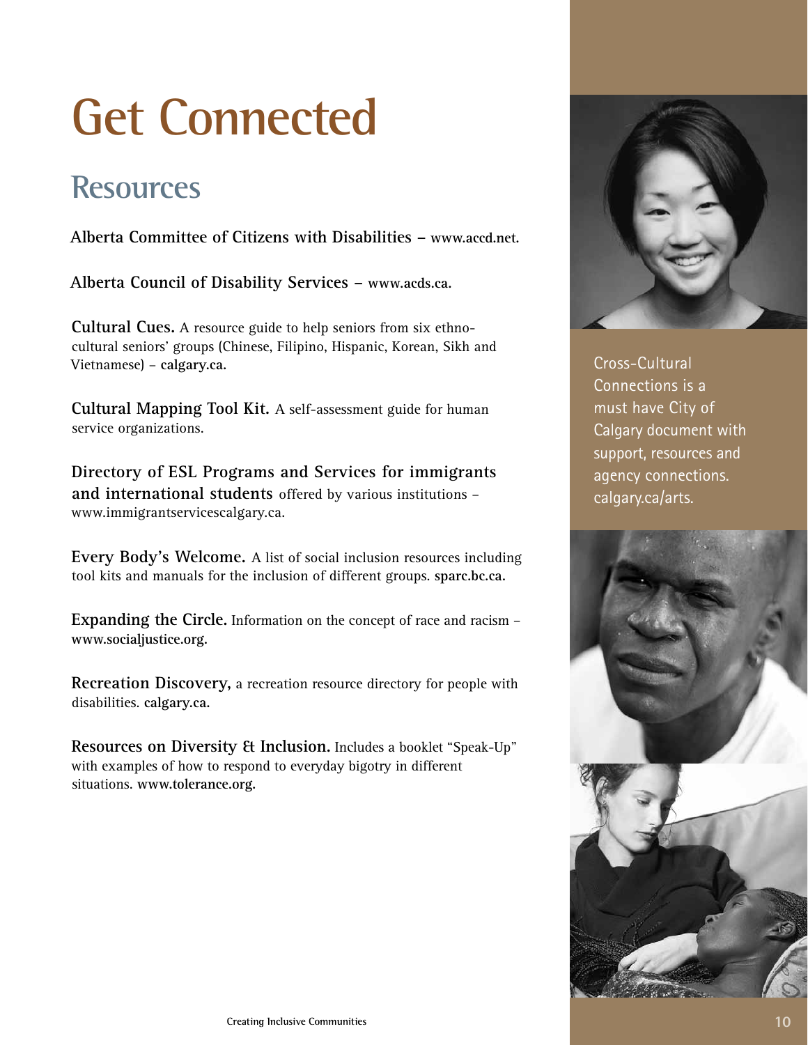# Get Connected

## Resources

**Alberta Committee of Citizens with Disabilities – www.accd.net.**

**Alberta Council of Disability Services – www.acds.ca.**

**Cultural Cues.** A resource guide to help seniors from six ethno-cultural seniors' groups (Chinese, Filipino, Hispanic, Korean, Sikh and Vietnamese) – **calgary.ca.**

**Cultural Mapping Tool Kit.** A self-assessment guide for human service organizations.

**Directory of ESL Programs and Services for immigrants and international students** offered by various institutions – www.immigrantservicescalgary.ca.

**Every Body's Welcome.** A list of social inclusion resources including tool kits and manuals for the inclusion of different groups. **sparc.bc.ca.**

**Expanding the Circle.** Information on the concept of race and racism – **www.socialjustice.org.**

**Recreation Discovery,** a recreation resource directory for people with disabilities. **calgary.ca.**

**Resources on Diversity & Inclusion.** Includes a booklet "Speak-Up" with examples of how to respond to everyday bigotry in different situations. **www.tolerance.org.**

Cross-Cultural Connections is a must have City of Calgary document with support, resources and agency connections. calgary.ca/arts.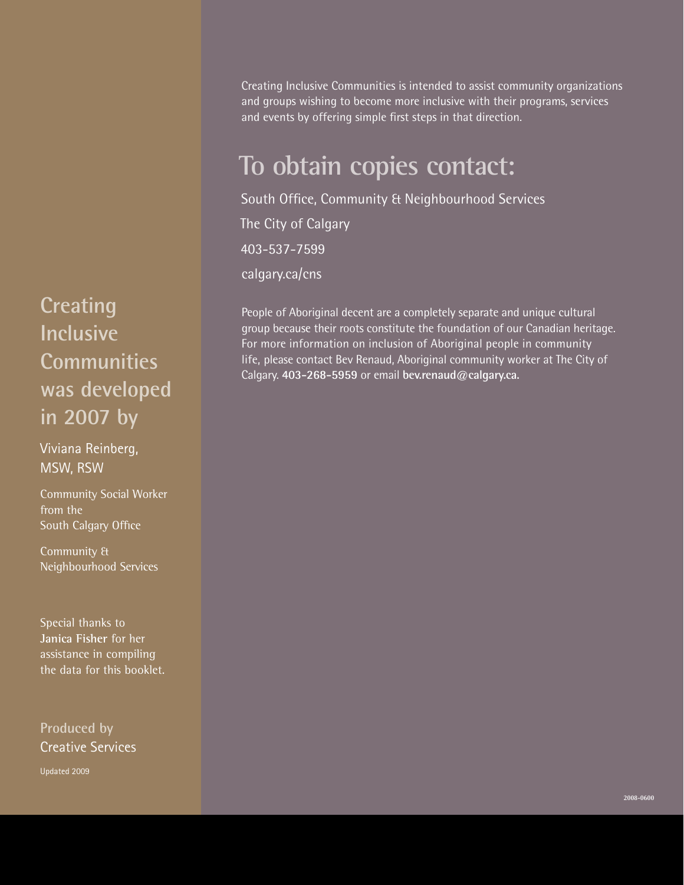Creating Inclusive Communities is intended to assist community organizations and groups wishing to become more inclusive with their programs, services and events by offering simple first steps in that direction.

# To obtain copies contact:

South Office, Community & Neighbourhood Services

The City of Calgary

403-537-7599

calgary.ca/cns

People of Aboriginal decent are a completely separate and unique cultural group because their roots constitute the foundation of our Canadian heritage. For more information on inclusion of Aboriginal people in community life, please contact Bev Renaud, Aboriginal community worker at The City of Calgary. **403-268-5959** or email **bev.renaud@calgary.ca.**

## Creating Inclusive Communities was developed in 2007 by

Viviana Reinberg, MSW, RSW

Community Social Worker from the South Calgary Office

Community & Neighbourhood Services

Special thanks to **Janica Fisher** for her assistance in compiling the data for this booklet.

Produced by Creative Services

Updated 2009

2008-0600